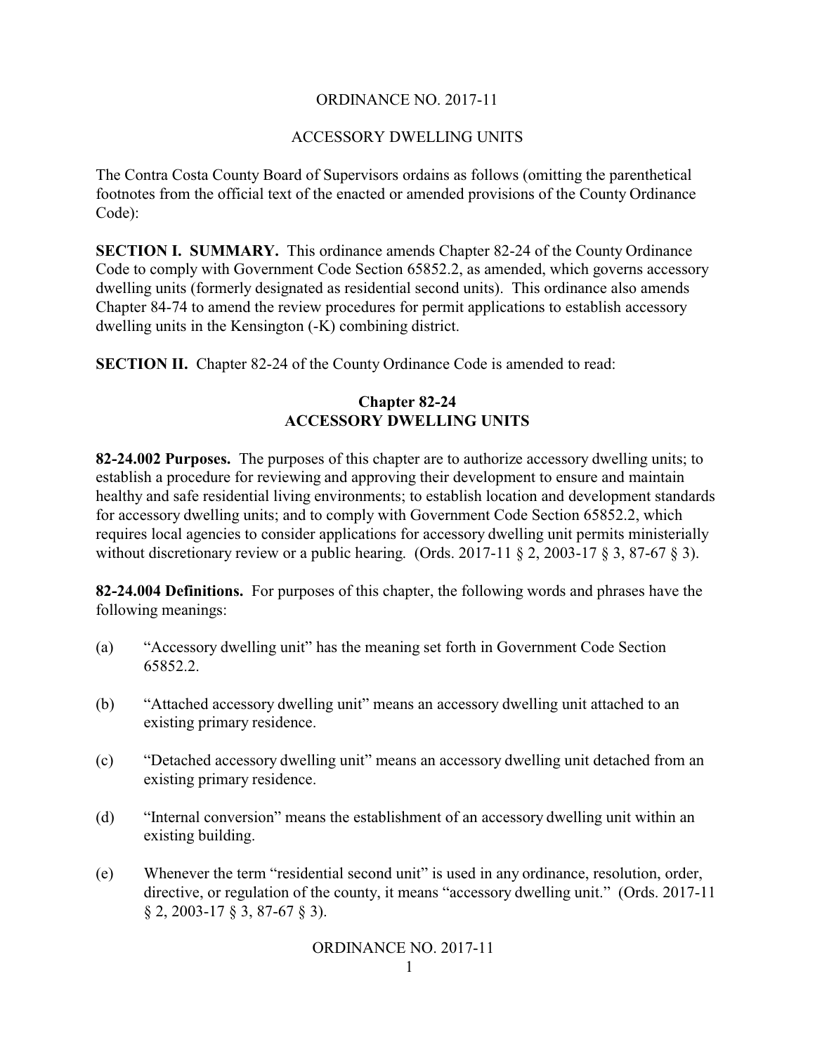# ORDINANCE NO. 2017-11

## ACCESSORY DWELLING UNITS

The Contra Costa County Board of Supervisors ordains as follows (omitting the parenthetical footnotes from the official text of the enacted or amended provisions of the County Ordinance Code):

**SECTION I. SUMMARY.** This ordinance amends Chapter 82-24 of the County Ordinance Code to comply with Government Code Section 65852.2, as amended, which governs accessory dwelling units (formerly designated as residential second units). This ordinance also amends Chapter 84-74 to amend the review procedures for permit applications to establish accessory dwelling units in the Kensington (-K) combining district.

**SECTION II.** Chapter 82-24 of the County Ordinance Code is amended to read:

### Chapter 82-24
### ACCESSORY DWELLING UNITS

**82-24.002 Purposes.** The purposes of this chapter are to authorize accessory dwelling units; to establish a procedure for reviewing and approving their development to ensure and maintain healthy and safe residential living environments; to establish location and development standards for accessory dwelling units; and to comply with Government Code Section 65852.2, which requires local agencies to consider applications for accessory dwelling unit permits ministerially without discretionary review or a public hearing. (Ords. 2017-11 § 2, 2003-17 § 3, 87-67 § 3).

**82-24.004 Definitions.** For purposes of this chapter, the following words and phrases have the following meanings:

(a) "Accessory dwelling unit" has the meaning set forth in Government Code Section 65852.2.

(b) "Attached accessory dwelling unit" means an accessory dwelling unit attached to an existing primary residence.

(c) "Detached accessory dwelling unit" means an accessory dwelling unit detached from an existing primary residence.

(d) "Internal conversion" means the establishment of an accessory dwelling unit within an existing building.

(e) Whenever the term "residential second unit" is used in any ordinance, resolution, order, directive, or regulation of the county, it means "accessory dwelling unit." (Ords. 2017-11 § 2, 2003-17 § 3, 87-67 § 3).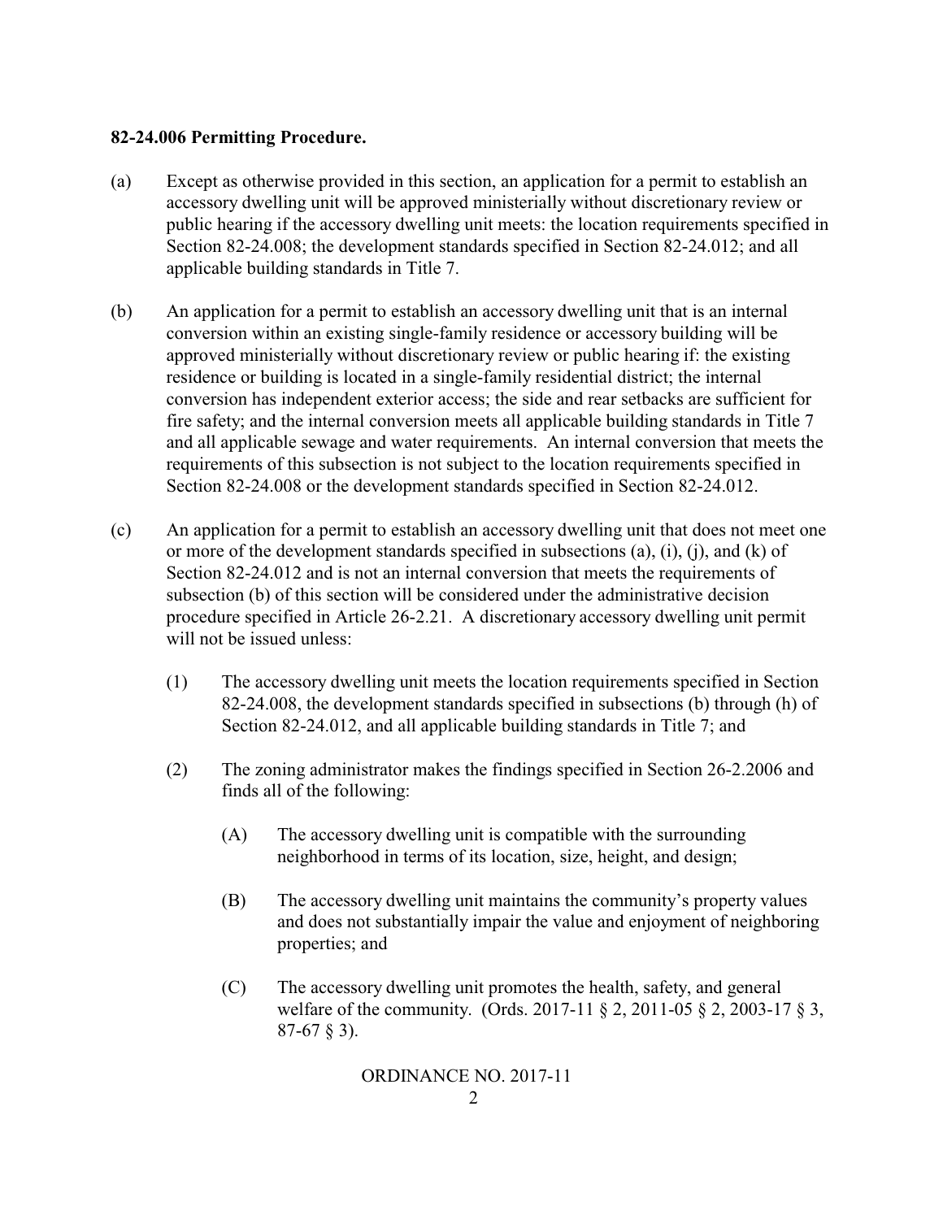**82-24.006 Permitting Procedure.**

(a) Except as otherwise provided in this section, an application for a permit to establish an accessory dwelling unit will be approved ministerially without discretionary review or public hearing if the accessory dwelling unit meets: the location requirements specified in Section 82-24.008; the development standards specified in Section 82-24.012; and all applicable building standards in Title 7.

(b) An application for a permit to establish an accessory dwelling unit that is an internal conversion within an existing single-family residence or accessory building will be approved ministerially without discretionary review or public hearing if: the existing residence or building is located in a single-family residential district; the internal conversion has independent exterior access; the side and rear setbacks are sufficient for fire safety; and the internal conversion meets all applicable building standards in Title 7 and all applicable sewage and water requirements. An internal conversion that meets the requirements of this subsection is not subject to the location requirements specified in Section 82-24.008 or the development standards specified in Section 82-24.012.

(c) An application for a permit to establish an accessory dwelling unit that does not meet one or more of the development standards specified in subsections (a), (i), (j), and (k) of Section 82-24.012 and is not an internal conversion that meets the requirements of subsection (b) of this section will be considered under the administrative decision procedure specified in Article 26-2.21. A discretionary accessory dwelling unit permit will not be issued unless:

   (1) The accessory dwelling unit meets the location requirements specified in Section 82-24.008, the development standards specified in subsections (b) through (h) of Section 82-24.012, and all applicable building standards in Title 7; and

   (2) The zoning administrator makes the findings specified in Section 26-2.2006 and finds all of the following:

      (A) The accessory dwelling unit is compatible with the surrounding neighborhood in terms of its location, size, height, and design;

      (B) The accessory dwelling unit maintains the community's property values and does not substantially impair the value and enjoyment of neighboring properties; and

      (C) The accessory dwelling unit promotes the health, safety, and general welfare of the community. (Ords. 2017-11 § 2, 2011-05 § 2, 2003-17 § 3, 87-67 § 3).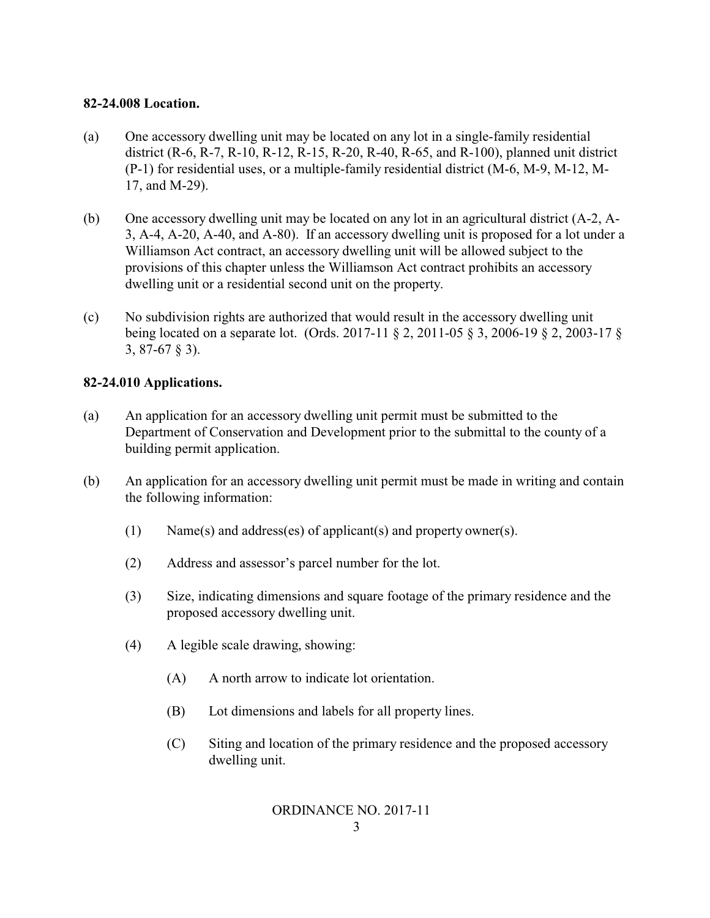**82-24.008 Location.**

(a) One accessory dwelling unit may be located on any lot in a single-family residential district (R-6, R-7, R-10, R-12, R-15, R-20, R-40, R-65, and R-100), planned unit district (P-1) for residential uses, or a multiple-family residential district (M-6, M-9, M-12, M-17, and M-29).

(b) One accessory dwelling unit may be located on any lot in an agricultural district (A-2, A-3, A-4, A-20, A-40, and A-80). If an accessory dwelling unit is proposed for a lot under a Williamson Act contract, an accessory dwelling unit will be allowed subject to the provisions of this chapter unless the Williamson Act contract prohibits an accessory dwelling unit or a residential second unit on the property.

(c) No subdivision rights are authorized that would result in the accessory dwelling unit being located on a separate lot. (Ords. 2017-11 § 2, 2011-05 § 3, 2006-19 § 2, 2003-17 § 3, 87-67 § 3).

**82-24.010 Applications.**

(a) An application for an accessory dwelling unit permit must be submitted to the Department of Conservation and Development prior to the submittal to the county of a building permit application.

(b) An application for an accessory dwelling unit permit must be made in writing and contain the following information:

   (1) Name(s) and address(es) of applicant(s) and property owner(s).

   (2) Address and assessor's parcel number for the lot.

   (3) Size, indicating dimensions and square footage of the primary residence and the proposed accessory dwelling unit.

   (4) A legible scale drawing, showing:

      (A) A north arrow to indicate lot orientation.

      (B) Lot dimensions and labels for all property lines.

      (C) Siting and location of the primary residence and the proposed accessory dwelling unit.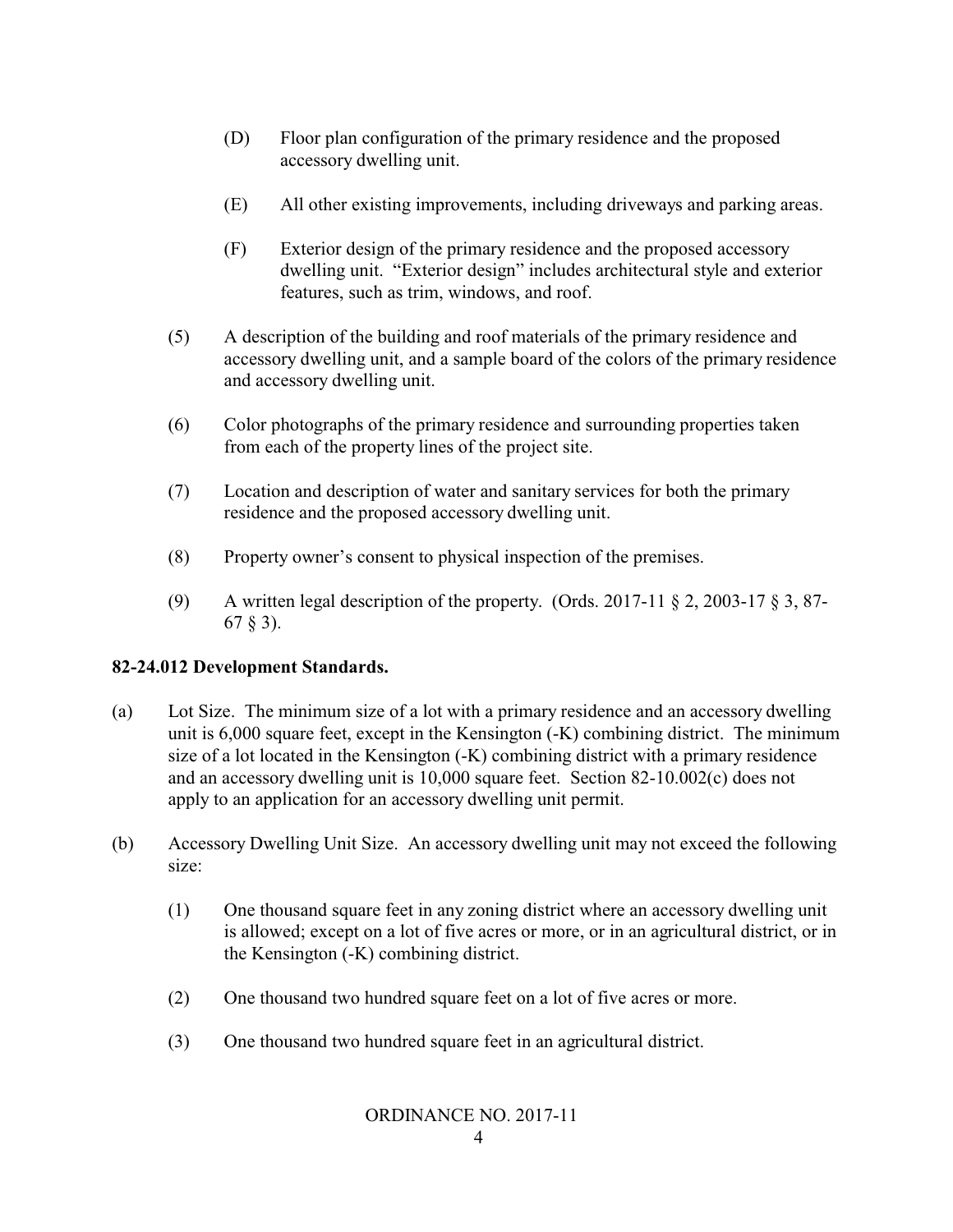(D) Floor plan configuration of the primary residence and the proposed accessory dwelling unit.

(E) All other existing improvements, including driveways and parking areas.

(F) Exterior design of the primary residence and the proposed accessory dwelling unit. "Exterior design" includes architectural style and exterior features, such as trim, windows, and roof.

(5) A description of the building and roof materials of the primary residence and accessory dwelling unit, and a sample board of the colors of the primary residence and accessory dwelling unit.

(6) Color photographs of the primary residence and surrounding properties taken from each of the property lines of the project site.

(7) Location and description of water and sanitary services for both the primary residence and the proposed accessory dwelling unit.

(8) Property owner's consent to physical inspection of the premises.

(9) A written legal description of the property. (Ords. 2017-11 § 2, 2003-17 § 3, 87-67 § 3).

**82-24.012 Development Standards.**

(a) Lot Size. The minimum size of a lot with a primary residence and an accessory dwelling unit is 6,000 square feet, except in the Kensington (-K) combining district. The minimum size of a lot located in the Kensington (-K) combining district with a primary residence and an accessory dwelling unit is 10,000 square feet. Section 82-10.002(c) does not apply to an application for an accessory dwelling unit permit.

(b) Accessory Dwelling Unit Size. An accessory dwelling unit may not exceed the following size:

(1) One thousand square feet in any zoning district where an accessory dwelling unit is allowed; except on a lot of five acres or more, or in an agricultural district, or in the Kensington (-K) combining district.

(2) One thousand two hundred square feet on a lot of five acres or more.

(3) One thousand two hundred square feet in an agricultural district.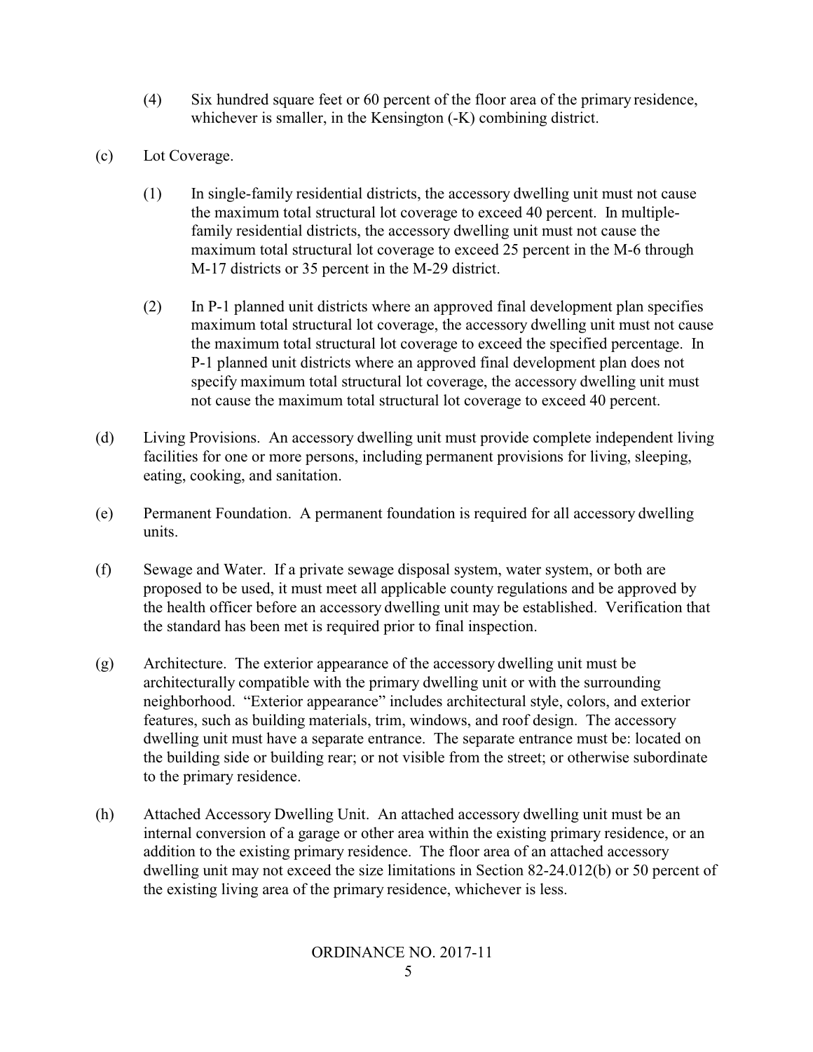(4) Six hundred square feet or 60 percent of the floor area of the primary residence, whichever is smaller, in the Kensington (-K) combining district.

(c) Lot Coverage.

(1) In single-family residential districts, the accessory dwelling unit must not cause the maximum total structural lot coverage to exceed 40 percent. In multiple-family residential districts, the accessory dwelling unit must not cause the maximum total structural lot coverage to exceed 25 percent in the M-6 through M-17 districts or 35 percent in the M-29 district.

(2) In P-1 planned unit districts where an approved final development plan specifies maximum total structural lot coverage, the accessory dwelling unit must not cause the maximum total structural lot coverage to exceed the specified percentage. In P-1 planned unit districts where an approved final development plan does not specify maximum total structural lot coverage, the accessory dwelling unit must not cause the maximum total structural lot coverage to exceed 40 percent.

(d) Living Provisions. An accessory dwelling unit must provide complete independent living facilities for one or more persons, including permanent provisions for living, sleeping, eating, cooking, and sanitation.

(e) Permanent Foundation. A permanent foundation is required for all accessory dwelling units.

(f) Sewage and Water. If a private sewage disposal system, water system, or both are proposed to be used, it must meet all applicable county regulations and be approved by the health officer before an accessory dwelling unit may be established. Verification that the standard has been met is required prior to final inspection.

(g) Architecture. The exterior appearance of the accessory dwelling unit must be architecturally compatible with the primary dwelling unit or with the surrounding neighborhood. "Exterior appearance" includes architectural style, colors, and exterior features, such as building materials, trim, windows, and roof design. The accessory dwelling unit must have a separate entrance. The separate entrance must be: located on the building side or building rear; or not visible from the street; or otherwise subordinate to the primary residence.

(h) Attached Accessory Dwelling Unit. An attached accessory dwelling unit must be an internal conversion of a garage or other area within the existing primary residence, or an addition to the existing primary residence. The floor area of an attached accessory dwelling unit may not exceed the size limitations in Section 82-24.012(b) or 50 percent of the existing living area of the primary residence, whichever is less.

ORDINANCE NO. 2017-11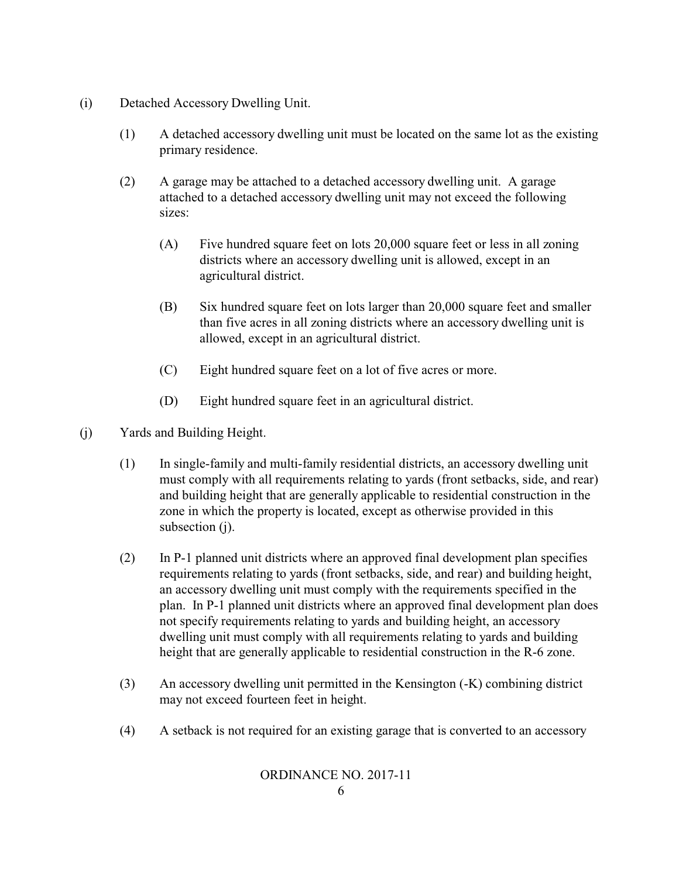(i) Detached Accessory Dwelling Unit.

(1) A detached accessory dwelling unit must be located on the same lot as the existing primary residence.

(2) A garage may be attached to a detached accessory dwelling unit. A garage attached to a detached accessory dwelling unit may not exceed the following sizes:

(A) Five hundred square feet on lots 20,000 square feet or less in all zoning districts where an accessory dwelling unit is allowed, except in an agricultural district.

(B) Six hundred square feet on lots larger than 20,000 square feet and smaller than five acres in all zoning districts where an accessory dwelling unit is allowed, except in an agricultural district.

(C) Eight hundred square feet on a lot of five acres or more.

(D) Eight hundred square feet in an agricultural district.

(j) Yards and Building Height.

(1) In single-family and multi-family residential districts, an accessory dwelling unit must comply with all requirements relating to yards (front setbacks, side, and rear) and building height that are generally applicable to residential construction in the zone in which the property is located, except as otherwise provided in this subsection (j).

(2) In P-1 planned unit districts where an approved final development plan specifies requirements relating to yards (front setbacks, side, and rear) and building height, an accessory dwelling unit must comply with the requirements specified in the plan. In P-1 planned unit districts where an approved final development plan does not specify requirements relating to yards and building height, an accessory dwelling unit must comply with all requirements relating to yards and building height that are generally applicable to residential construction in the R-6 zone.

(3) An accessory dwelling unit permitted in the Kensington (-K) combining district may not exceed fourteen feet in height.

(4) A setback is not required for an existing garage that is converted to an accessory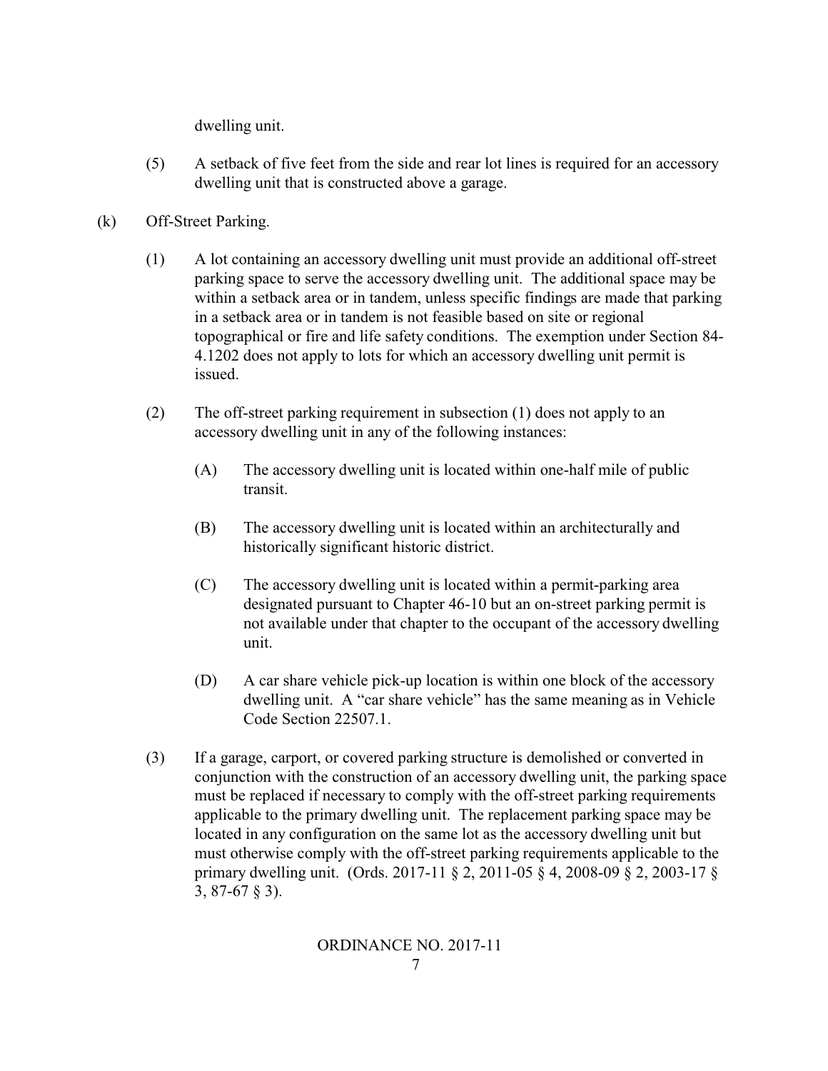dwelling unit.

(5) A setback of five feet from the side and rear lot lines is required for an accessory dwelling unit that is constructed above a garage.

(k) Off-Street Parking.

(1) A lot containing an accessory dwelling unit must provide an additional off-street parking space to serve the accessory dwelling unit. The additional space may be within a setback area or in tandem, unless specific findings are made that parking in a setback area or in tandem is not feasible based on site or regional topographical or fire and life safety conditions. The exemption under Section 84-4.1202 does not apply to lots for which an accessory dwelling unit permit is issued.

(2) The off-street parking requirement in subsection (1) does not apply to an accessory dwelling unit in any of the following instances:

(A) The accessory dwelling unit is located within one-half mile of public transit.

(B) The accessory dwelling unit is located within an architecturally and historically significant historic district.

(C) The accessory dwelling unit is located within a permit-parking area designated pursuant to Chapter 46-10 but an on-street parking permit is not available under that chapter to the occupant of the accessory dwelling unit.

(D) A car share vehicle pick-up location is within one block of the accessory dwelling unit. A "car share vehicle" has the same meaning as in Vehicle Code Section 22507.1.

(3) If a garage, carport, or covered parking structure is demolished or converted in conjunction with the construction of an accessory dwelling unit, the parking space must be replaced if necessary to comply with the off-street parking requirements applicable to the primary dwelling unit. The replacement parking space may be located in any configuration on the same lot as the accessory dwelling unit but must otherwise comply with the off-street parking requirements applicable to the primary dwelling unit. (Ords. 2017-11 § 2, 2011-05 § 4, 2008-09 § 2, 2003-17 § 3, 87-67 § 3).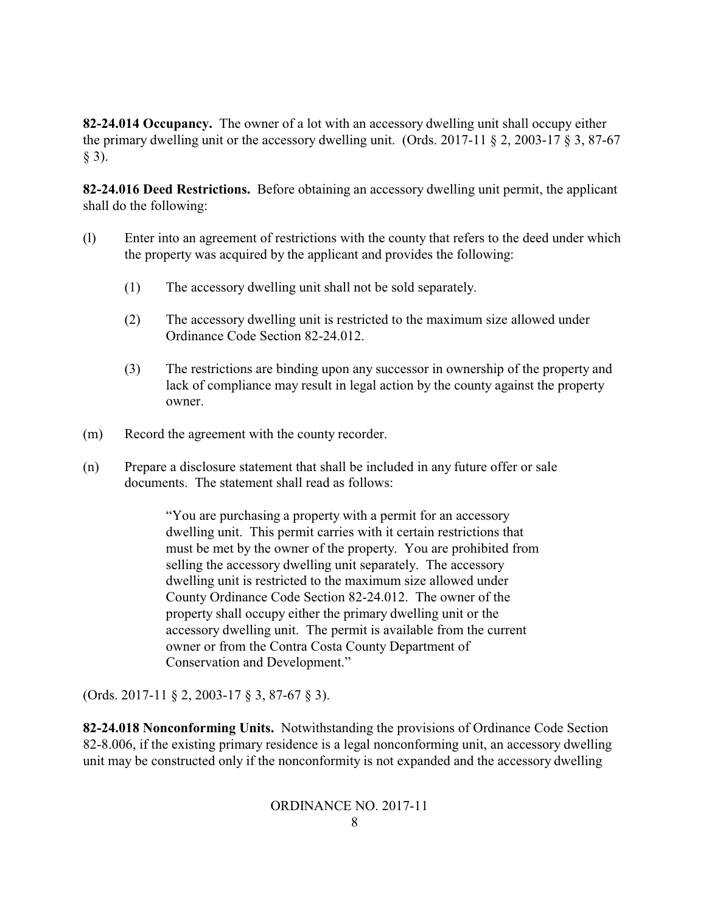**82-24.014 Occupancy.** The owner of a lot with an accessory dwelling unit shall occupy either the primary dwelling unit or the accessory dwelling unit. (Ords. 2017-11 § 2, 2003-17 § 3, 87-67 § 3).

**82-24.016 Deed Restrictions.** Before obtaining an accessory dwelling unit permit, the applicant shall do the following:

(l) Enter into an agreement of restrictions with the county that refers to the deed under which the property was acquired by the applicant and provides the following:

> (1) The accessory dwelling unit shall not be sold separately.
>
> (2) The accessory dwelling unit is restricted to the maximum size allowed under Ordinance Code Section 82-24.012.
>
> (3) The restrictions are binding upon any successor in ownership of the property and lack of compliance may result in legal action by the county against the property owner.

(m) Record the agreement with the county recorder.

(n) Prepare a disclosure statement that shall be included in any future offer or sale documents. The statement shall read as follows:

> "You are purchasing a property with a permit for an accessory dwelling unit. This permit carries with it certain restrictions that must be met by the owner of the property. You are prohibited from selling the accessory dwelling unit separately. The accessory dwelling unit is restricted to the maximum size allowed under County Ordinance Code Section 82-24.012. The owner of the property shall occupy either the primary dwelling unit or the accessory dwelling unit. The permit is available from the current owner or from the Contra Costa County Department of Conservation and Development."

(Ords. 2017-11 § 2, 2003-17 § 3, 87-67 § 3).

**82-24.018 Nonconforming Units.** Notwithstanding the provisions of Ordinance Code Section 82-8.006, if the existing primary residence is a legal nonconforming unit, an accessory dwelling unit may be constructed only if the nonconformity is not expanded and the accessory dwelling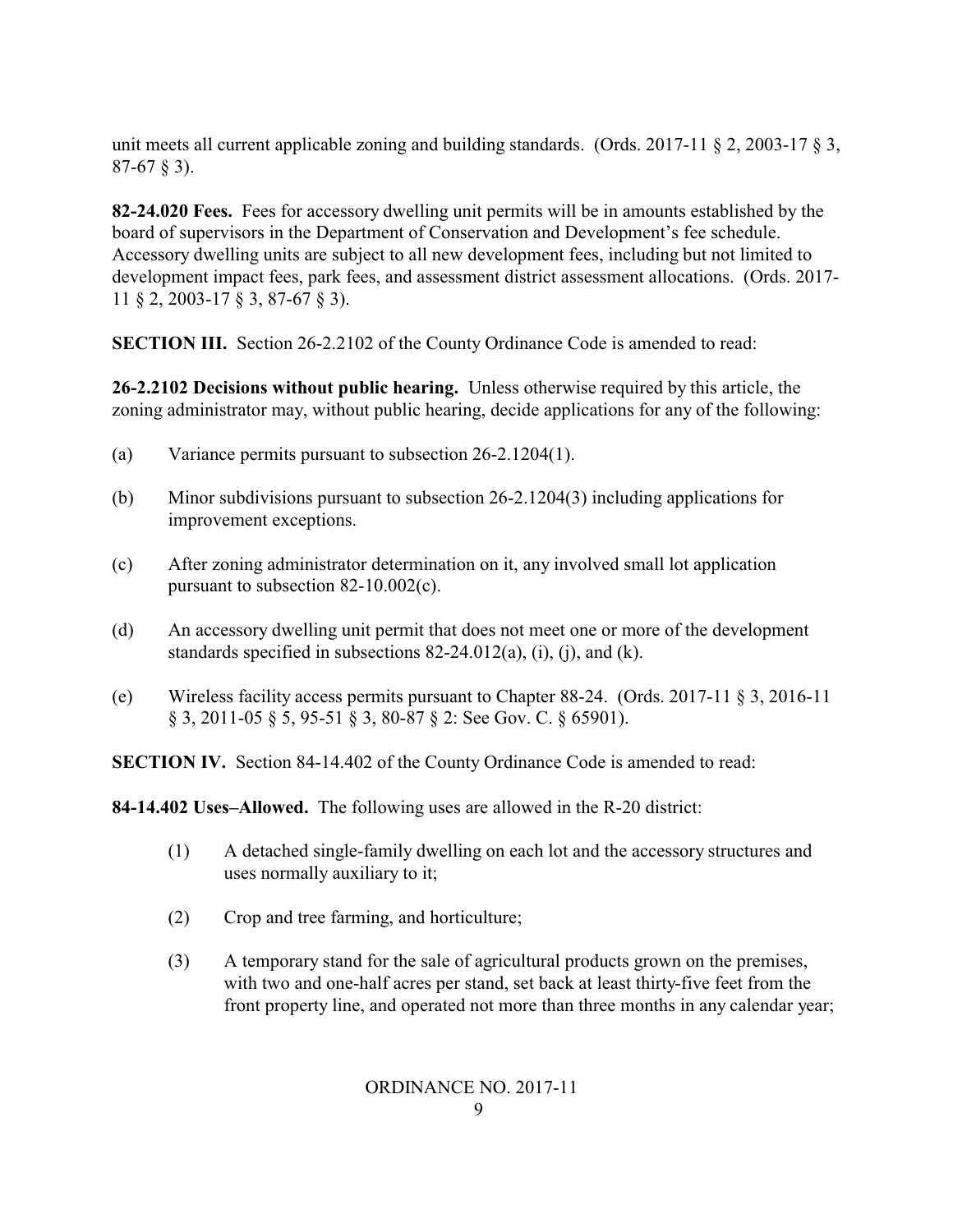unit meets all current applicable zoning and building standards. (Ords. 2017-11 § 2, 2003-17 § 3, 87-67 § 3).

**82-24.020 Fees.** Fees for accessory dwelling unit permits will be in amounts established by the board of supervisors in the Department of Conservation and Development's fee schedule. Accessory dwelling units are subject to all new development fees, including but not limited to development impact fees, park fees, and assessment district assessment allocations. (Ords. 2017-11 § 2, 2003-17 § 3, 87-67 § 3).

**SECTION III.** Section 26-2.2102 of the County Ordinance Code is amended to read:

**26-2.2102 Decisions without public hearing.** Unless otherwise required by this article, the zoning administrator may, without public hearing, decide applications for any of the following:

(a) Variance permits pursuant to subsection 26-2.1204(1).

(b) Minor subdivisions pursuant to subsection 26-2.1204(3) including applications for improvement exceptions.

(c) After zoning administrator determination on it, any involved small lot application pursuant to subsection 82-10.002(c).

(d) An accessory dwelling unit permit that does not meet one or more of the development standards specified in subsections 82-24.012(a), (i), (j), and (k).

(e) Wireless facility access permits pursuant to Chapter 88-24. (Ords. 2017-11 § 3, 2016-11 § 3, 2011-05 § 5, 95-51 § 3, 80-87 § 2: See Gov. C. § 65901).

**SECTION IV.** Section 84-14.402 of the County Ordinance Code is amended to read:

**84-14.402 Uses–Allowed.** The following uses are allowed in the R-20 district:

(1) A detached single-family dwelling on each lot and the accessory structures and uses normally auxiliary to it;

(2) Crop and tree farming, and horticulture;

(3) A temporary stand for the sale of agricultural products grown on the premises, with two and one-half acres per stand, set back at least thirty-five feet from the front property line, and operated not more than three months in any calendar year;

ORDINANCE NO. 2017-11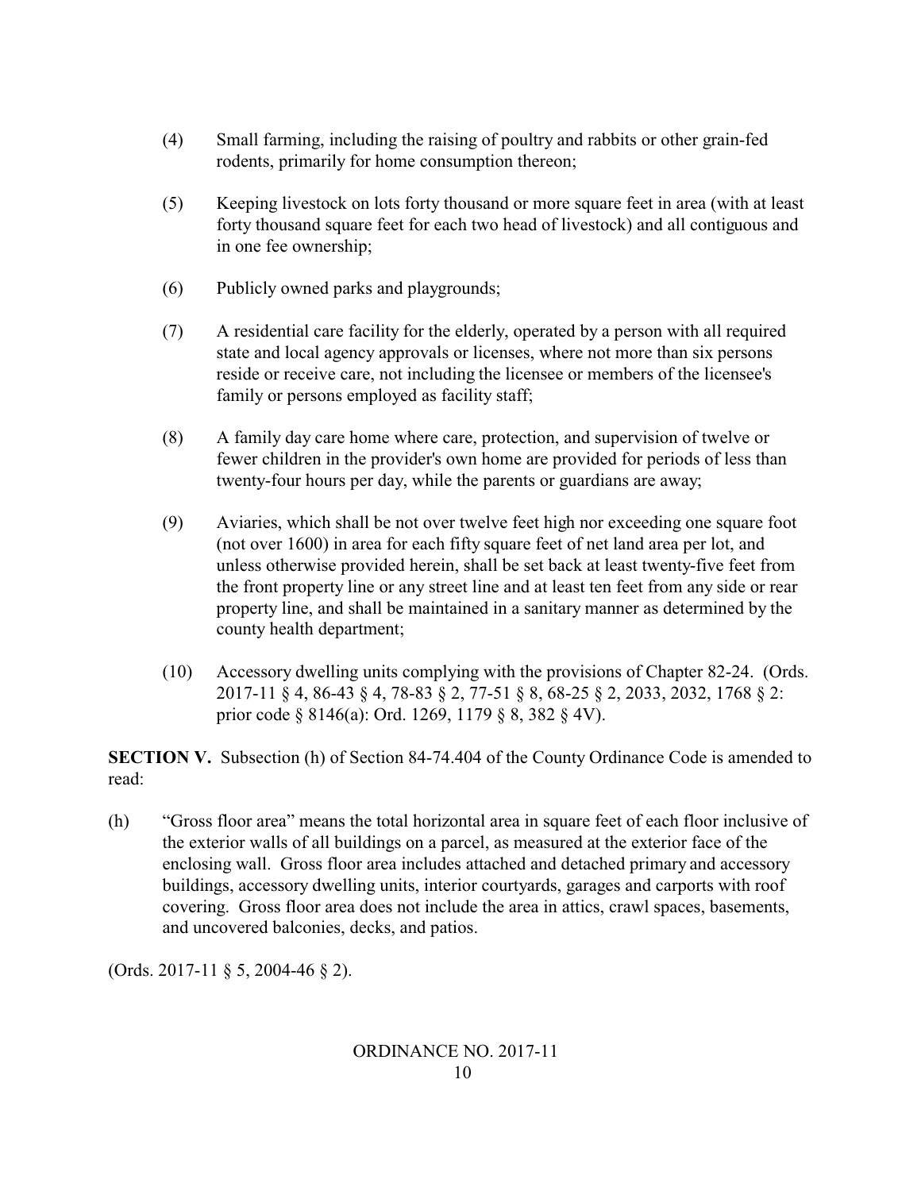(4) Small farming, including the raising of poultry and rabbits or other grain-fed rodents, primarily for home consumption thereon;

(5) Keeping livestock on lots forty thousand or more square feet in area (with at least forty thousand square feet for each two head of livestock) and all contiguous and in one fee ownership;

(6) Publicly owned parks and playgrounds;

(7) A residential care facility for the elderly, operated by a person with all required state and local agency approvals or licenses, where not more than six persons reside or receive care, not including the licensee or members of the licensee's family or persons employed as facility staff;

(8) A family day care home where care, protection, and supervision of twelve or fewer children in the provider's own home are provided for periods of less than twenty-four hours per day, while the parents or guardians are away;

(9) Aviaries, which shall be not over twelve feet high nor exceeding one square foot (not over 1600) in area for each fifty square feet of net land area per lot, and unless otherwise provided herein, shall be set back at least twenty-five feet from the front property line or any street line and at least ten feet from any side or rear property line, and shall be maintained in a sanitary manner as determined by the county health department;

(10) Accessory dwelling units complying with the provisions of Chapter 82-24. (Ords. 2017-11 § 4, 86-43 § 4, 78-83 § 2, 77-51 § 8, 68-25 § 2, 2033, 2032, 1768 § 2: prior code § 8146(a): Ord. 1269, 1179 § 8, 382 § 4V).

**SECTION V.** Subsection (h) of Section 84-74.404 of the County Ordinance Code is amended to read:

(h) "Gross floor area" means the total horizontal area in square feet of each floor inclusive of the exterior walls of all buildings on a parcel, as measured at the exterior face of the enclosing wall. Gross floor area includes attached and detached primary and accessory buildings, accessory dwelling units, interior courtyards, garages and carports with roof covering. Gross floor area does not include the area in attics, crawl spaces, basements, and uncovered balconies, decks, and patios.

(Ords. 2017-11 § 5, 2004-46 § 2).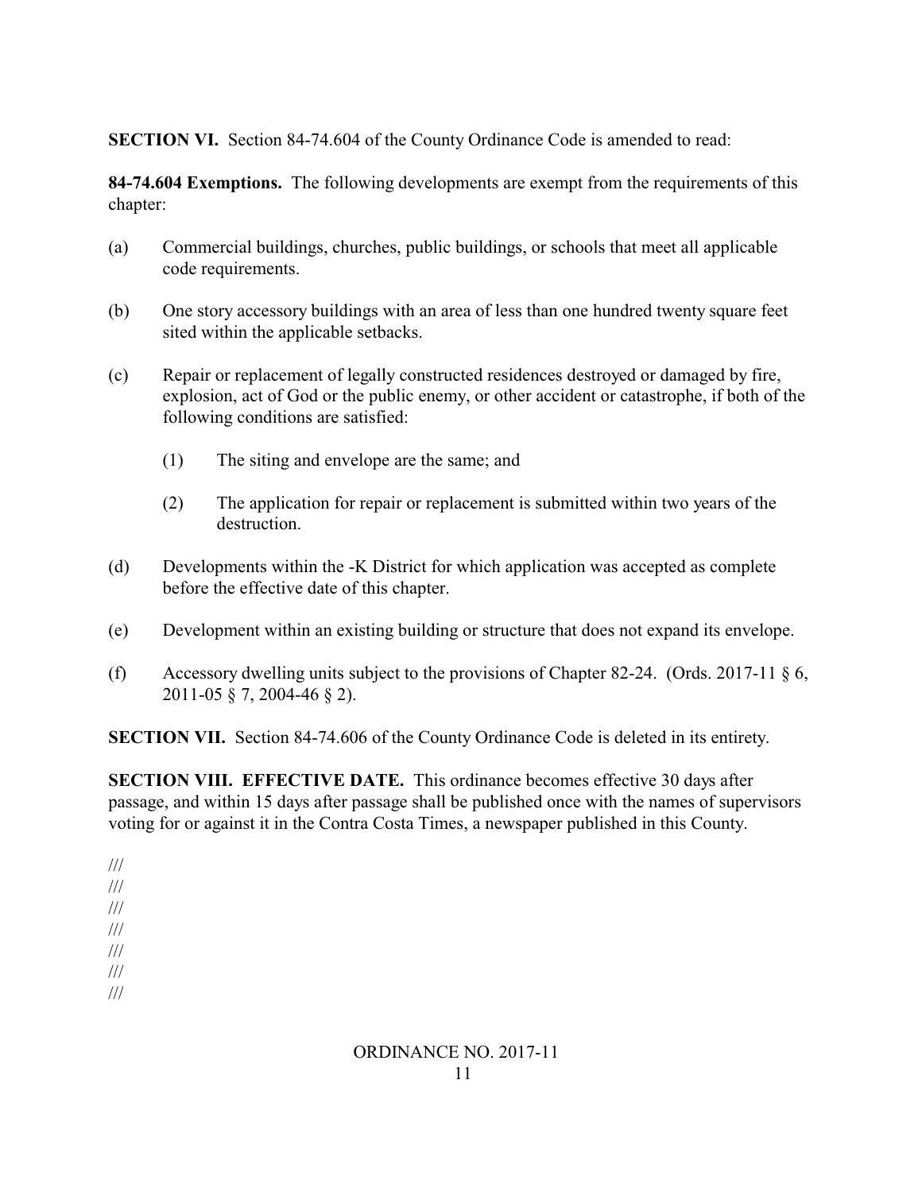**SECTION VI.** Section 84-74.604 of the County Ordinance Code is amended to read:

**84-74.604 Exemptions.** The following developments are exempt from the requirements of this chapter:

(a) Commercial buildings, churches, public buildings, or schools that meet all applicable code requirements.

(b) One story accessory buildings with an area of less than one hundred twenty square feet sited within the applicable setbacks.

(c) Repair or replacement of legally constructed residences destroyed or damaged by fire, explosion, act of God or the public enemy, or other accident or catastrophe, if both of the following conditions are satisfied:

  (1) The siting and envelope are the same; and

  (2) The application for repair or replacement is submitted within two years of the destruction.

(d) Developments within the -K District for which application was accepted as complete before the effective date of this chapter.

(e) Development within an existing building or structure that does not expand its envelope.

(f) Accessory dwelling units subject to the provisions of Chapter 82-24. (Ords. 2017-11 § 6, 2011-05 § 7, 2004-46 § 2).

**SECTION VII.** Section 84-74.606 of the County Ordinance Code is deleted in its entirety.

**SECTION VIII. EFFECTIVE DATE.** This ordinance becomes effective 30 days after passage, and within 15 days after passage shall be published once with the names of supervisors voting for or against it in the Contra Costa Times, a newspaper published in this County.

///
///
///
///
///
///
///

ORDINANCE NO. 2017-11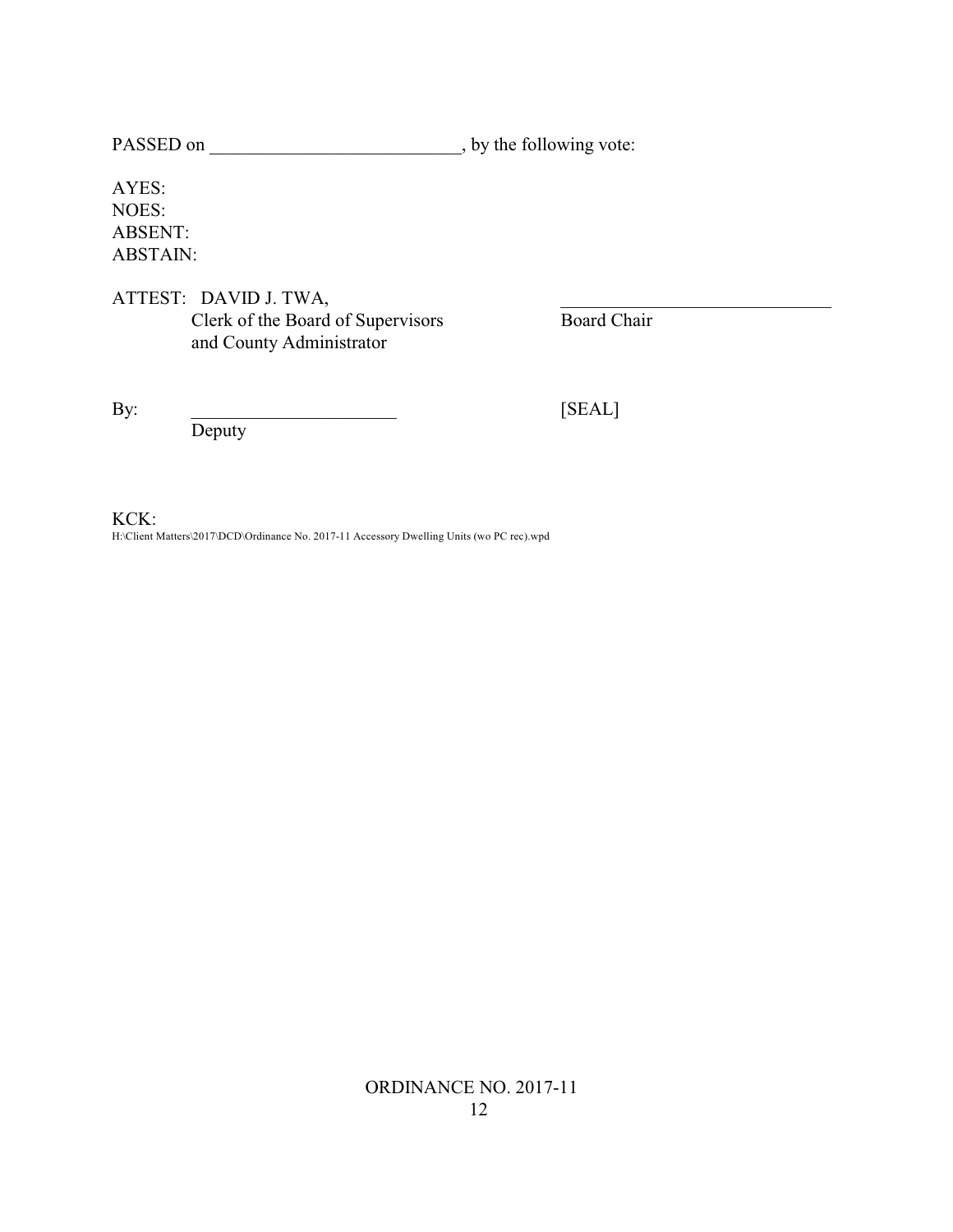PASSED on ___________________________, by the following vote:

AYES:
NOES:
ABSENT:
ABSTAIN:

ATTEST: DAVID J. TWA,
Clerk of the Board of Supervisors
and County Administrator

_____________________________
Board Chair

By: ______________________
Deputy

[SEAL]

KCK:
H:\Client Matters\2017\DCD\Ordinance No. 2017-11 Accessory Dwelling Units (wo PC rec).wpd

ORDINANCE NO. 2017-11